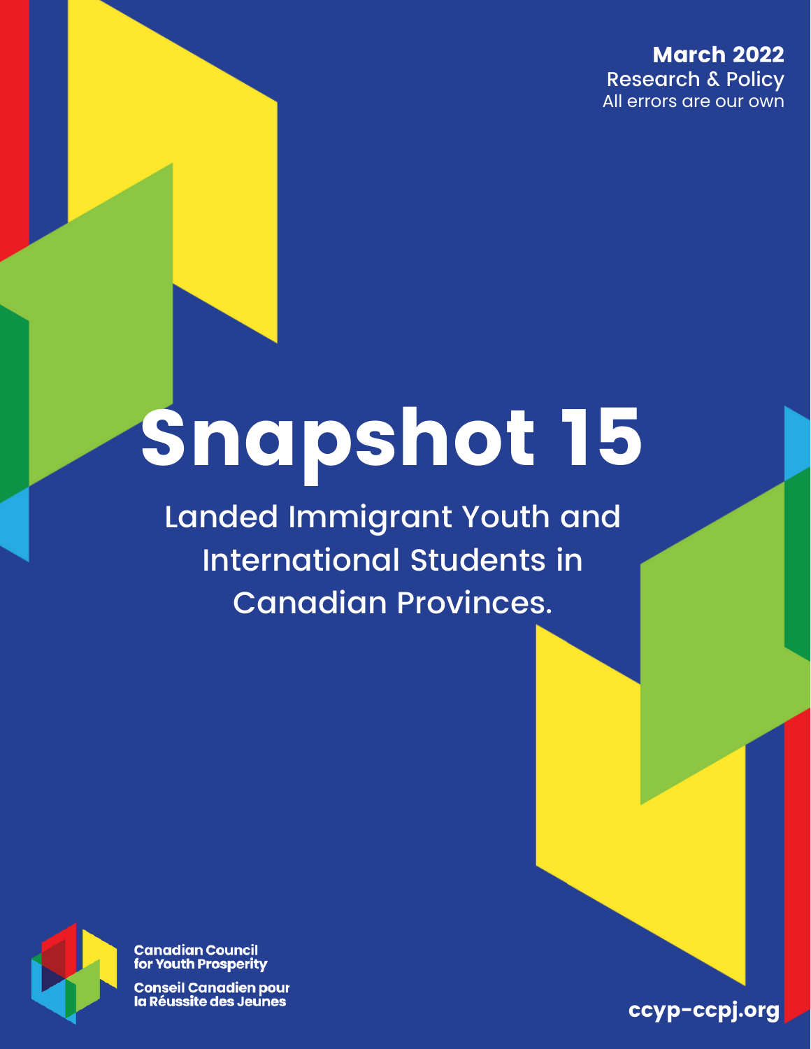**March 2022**
Research & Policy
All errors are our own

# Snapshot 15

Landed Immigrant Youth and International Students in Canadian Provinces.

Canadian Council for Youth Prosperity

Conseil Canadien pour la Réussite des Jeunes

ccyp-ccpj.org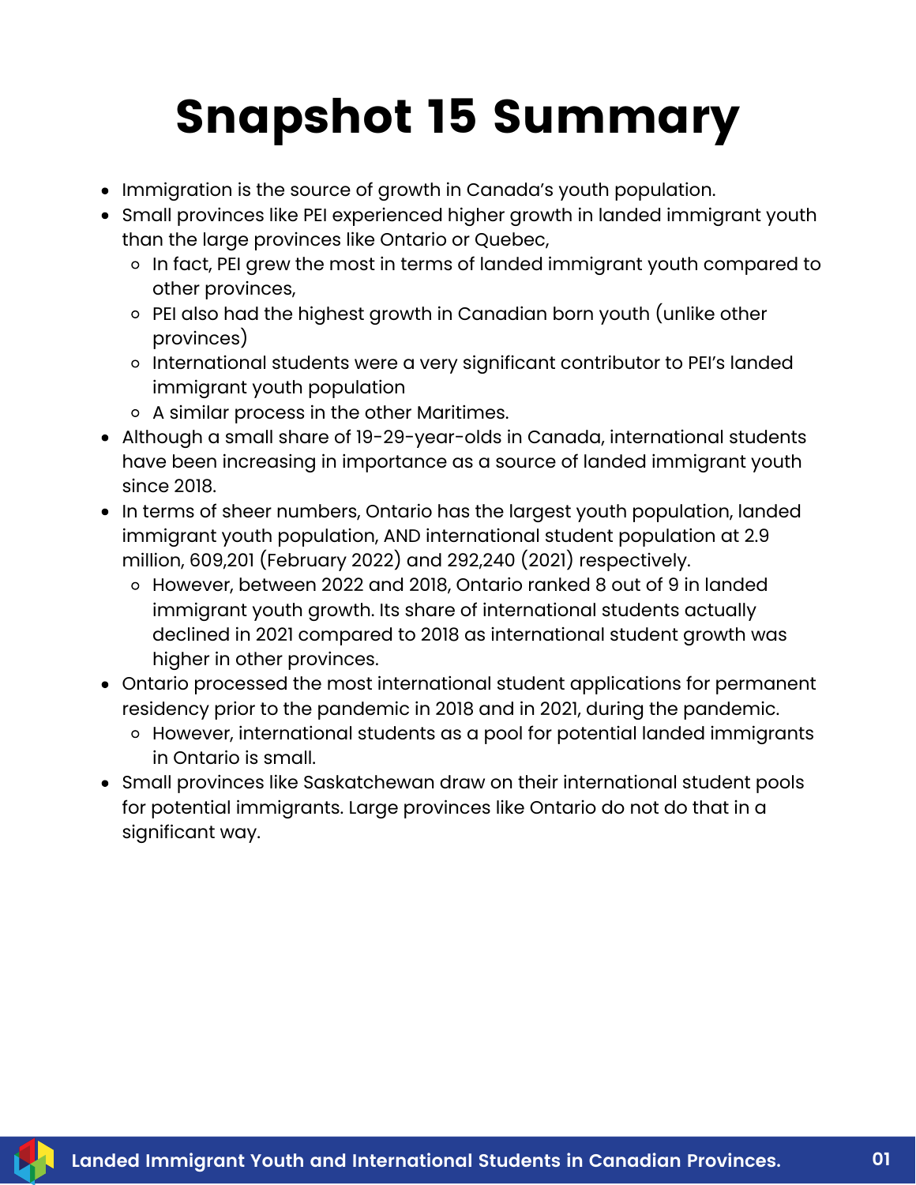# Snapshot 15 Summary

- Immigration is the source of growth in Canada's youth population.
- Small provinces like PEI experienced higher growth in landed immigrant youth than the large provinces like Ontario or Quebec,
  - In fact, PEI grew the most in terms of landed immigrant youth compared to other provinces,
  - PEI also had the highest growth in Canadian born youth (unlike other provinces)
  - International students were a very significant contributor to PEI's landed immigrant youth population
  - A similar process in the other Maritimes.
- Although a small share of 19-29-year-olds in Canada, international students have been increasing in importance as a source of landed immigrant youth since 2018.
- In terms of sheer numbers, Ontario has the largest youth population, landed immigrant youth population, AND international student population at 2.9 million, 609,201 (February 2022) and 292,240 (2021) respectively.
  - However, between 2022 and 2018, Ontario ranked 8 out of 9 in landed immigrant youth growth. Its share of international students actually declined in 2021 compared to 2018 as international student growth was higher in other provinces.
- Ontario processed the most international student applications for permanent residency prior to the pandemic in 2018 and in 2021, during the pandemic.
  - However, international students as a pool for potential landed immigrants in Ontario is small.
- Small provinces like Saskatchewan draw on their international student pools for potential immigrants. Large provinces like Ontario do not do that in a significant way.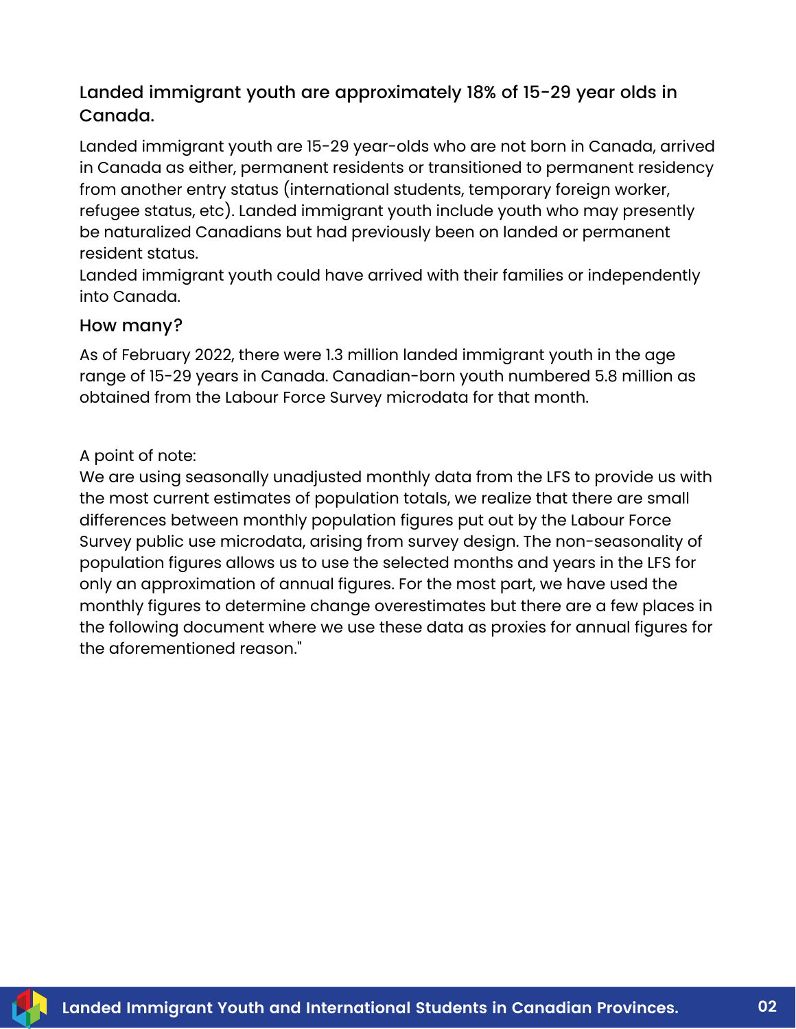## Landed immigrant youth are approximately 18% of 15-29 year olds in Canada.

Landed immigrant youth are 15-29 year-olds who are not born in Canada, arrived in Canada as either, permanent residents or transitioned to permanent residency from another entry status (international students, temporary foreign worker, refugee status, etc). Landed immigrant youth include youth who may presently be naturalized Canadians but had previously been on landed or permanent resident status.

Landed immigrant youth could have arrived with their families or independently into Canada.

### How many?

As of February 2022, there were 1.3 million landed immigrant youth in the age range of 15-29 years in Canada. Canadian-born youth numbered 5.8 million as obtained from the Labour Force Survey microdata for that month.

A point of note:

We are using seasonally unadjusted monthly data from the LFS to provide us with the most current estimates of population totals, we realize that there are small differences between monthly population figures put out by the Labour Force Survey public use microdata, arising from survey design. The non-seasonality of population figures allows us to use the selected months and years in the LFS for only an approximation of annual figures. For the most part, we have used the monthly figures to determine change overestimates but there are a few places in the following document where we use these data as proxies for annual figures for the aforementioned reason."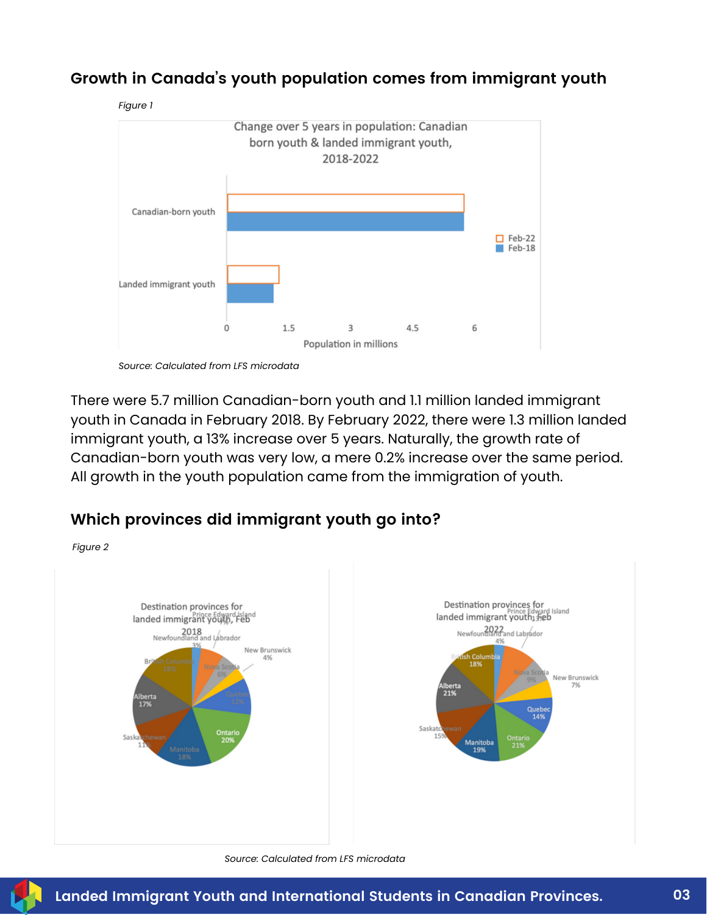## Growth in Canada's youth population comes from immigrant youth

*Figure 1*

*Source: Calculated from LFS microdata*

There were 5.7 million Canadian-born youth and 1.1 million landed immigrant youth in Canada in February 2018. By February 2022, there were 1.3 million landed immigrant youth, a 13% increase over 5 years. Naturally, the growth rate of Canadian-born youth was very low, a mere 0.2% increase over the same period. All growth in the youth population came from the immigration of youth.

## Which provinces did immigrant youth go into?

*Figure 2*

*Source: Calculated from LFS microdata*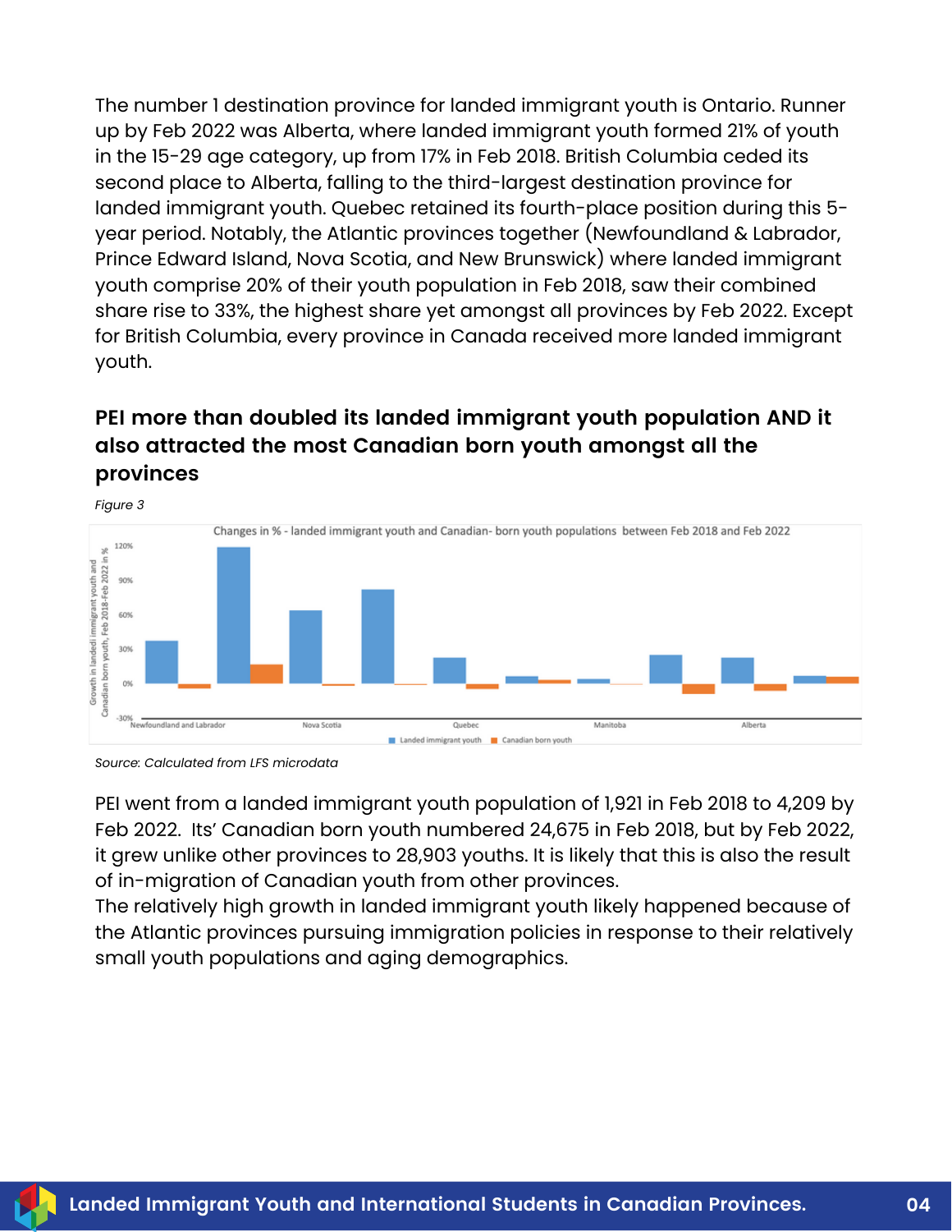The number 1 destination province for landed immigrant youth is Ontario. Runner up by Feb 2022 was Alberta, where landed immigrant youth formed 21% of youth in the 15-29 age category, up from 17% in Feb 2018. British Columbia ceded its second place to Alberta, falling to the third-largest destination province for landed immigrant youth. Quebec retained its fourth-place position during this 5-year period. Notably, the Atlantic provinces together (Newfoundland & Labrador, Prince Edward Island, Nova Scotia, and New Brunswick) where landed immigrant youth comprise 20% of their youth population in Feb 2018, saw their combined share rise to 33%, the highest share yet amongst all provinces by Feb 2022. Except for British Columbia, every province in Canada received more landed immigrant youth.

### PEI more than doubled its landed immigrant youth population AND it also attracted the most Canadian born youth amongst all the provinces

*Figure 3*

Changes in % - landed immigrant youth and Canadian- born youth populations between Feb 2018 and Feb 2022

Source: Calculated from LFS microdata

PEI went from a landed immigrant youth population of 1,921 in Feb 2018 to 4,209 by Feb 2022. Its' Canadian born youth numbered 24,675 in Feb 2018, but by Feb 2022, it grew unlike other provinces to 28,903 youths. It is likely that this is also the result of in-migration of Canadian youth from other provinces.

The relatively high growth in landed immigrant youth likely happened because of the Atlantic provinces pursuing immigration policies in response to their relatively small youth populations and aging demographics.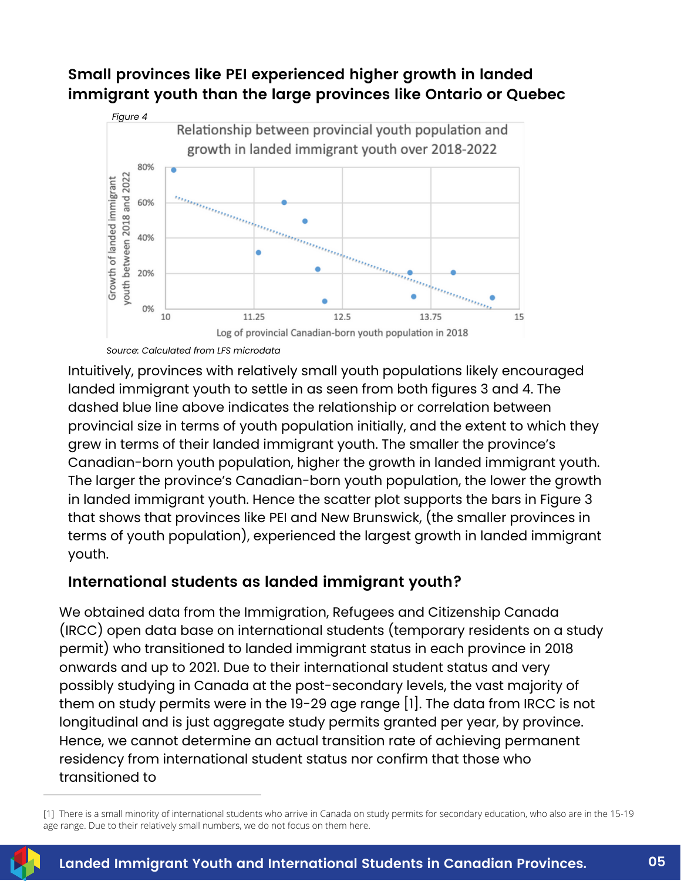## Small provinces like PEI experienced higher growth in landed immigrant youth than the large provinces like Ontario or Quebec

*Figure 4*

Relationship between provincial youth population and growth in landed immigrant youth over 2018-2022

Source: Calculated from LFS microdata

Intuitively, provinces with relatively small youth populations likely encouraged landed immigrant youth to settle in as seen from both figures 3 and 4. The dashed blue line above indicates the relationship or correlation between provincial size in terms of youth population initially, and the extent to which they grew in terms of their landed immigrant youth. The smaller the province's Canadian-born youth population, higher the growth in landed immigrant youth. The larger the province's Canadian-born youth population, the lower the growth in landed immigrant youth. Hence the scatter plot supports the bars in Figure 3 that shows that provinces like PEI and New Brunswick, (the smaller provinces in terms of youth population), experienced the largest growth in landed immigrant youth.

## International students as landed immigrant youth?

We obtained data from the Immigration, Refugees and Citizenship Canada (IRCC) open data base on international students (temporary residents on a study permit) who transitioned to landed immigrant status in each province in 2018 onwards and up to 2021. Due to their international student status and very possibly studying in Canada at the post-secondary levels, the vast majority of them on study permits were in the 19-29 age range [1]. The data from IRCC is not longitudinal and is just aggregate study permits granted per year, by province. Hence, we cannot determine an actual transition rate of achieving permanent residency from international student status nor confirm that those who transitioned to

[1] There is a small minority of international students who arrive in Canada on study permits for secondary education, who also are in the 15-19 age range. Due to their relatively small numbers, we do not focus on them here.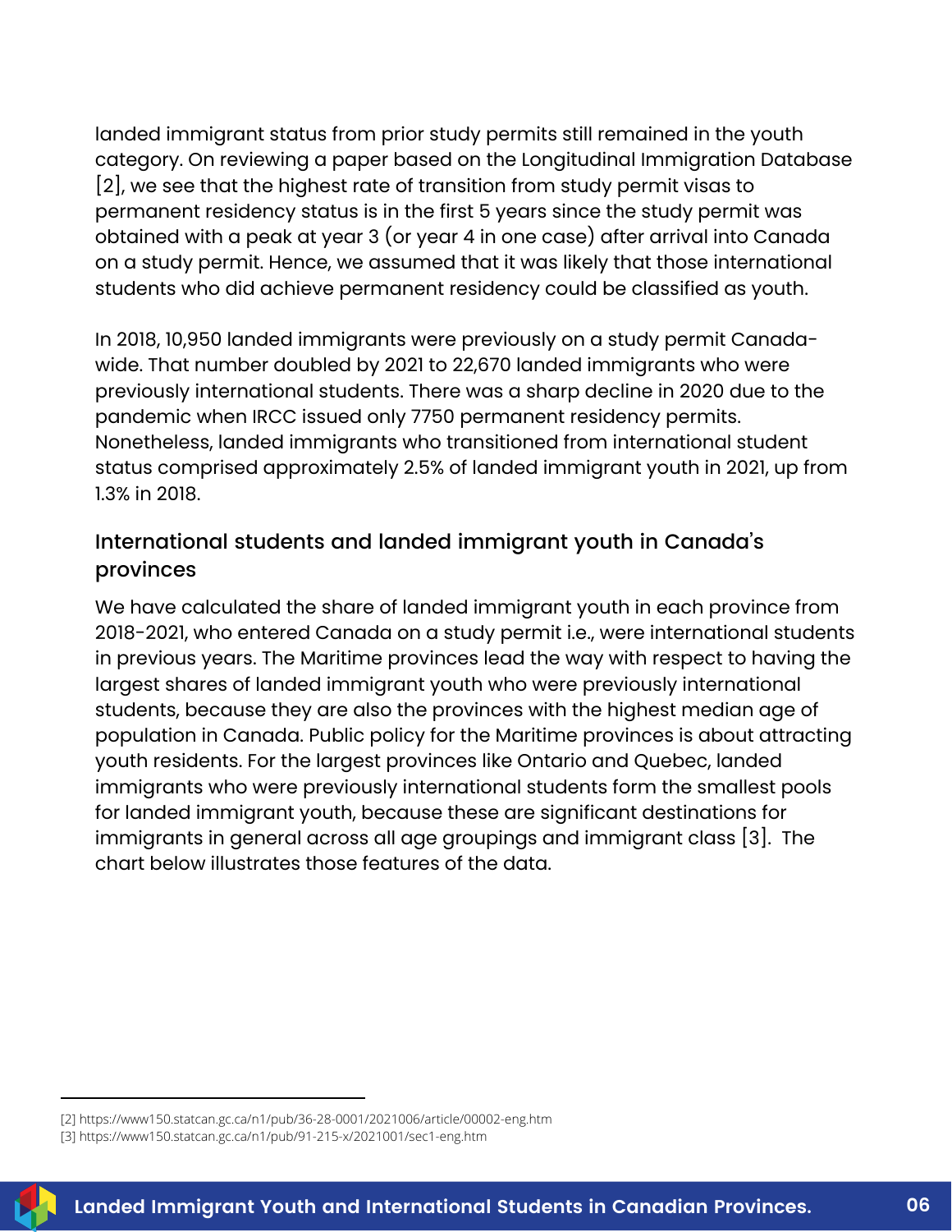landed immigrant status from prior study permits still remained in the youth category. On reviewing a paper based on the Longitudinal Immigration Database [2], we see that the highest rate of transition from study permit visas to permanent residency status is in the first 5 years since the study permit was obtained with a peak at year 3 (or year 4 in one case) after arrival into Canada on a study permit. Hence, we assumed that it was likely that those international students who did achieve permanent residency could be classified as youth.

In 2018, 10,950 landed immigrants were previously on a study permit Canada-wide. That number doubled by 2021 to 22,670 landed immigrants who were previously international students. There was a sharp decline in 2020 due to the pandemic when IRCC issued only 7750 permanent residency permits. Nonetheless, landed immigrants who transitioned from international student status comprised approximately 2.5% of landed immigrant youth in 2021, up from 1.3% in 2018.

### International students and landed immigrant youth in Canada's provinces

We have calculated the share of landed immigrant youth in each province from 2018-2021, who entered Canada on a study permit i.e., were international students in previous years. The Maritime provinces lead the way with respect to having the largest shares of landed immigrant youth who were previously international students, because they are also the provinces with the highest median age of population in Canada. Public policy for the Maritime provinces is about attracting youth residents. For the largest provinces like Ontario and Quebec, landed immigrants who were previously international students form the smallest pools for landed immigrant youth, because these are significant destinations for immigrants in general across all age groupings and immigrant class [3]. The chart below illustrates those features of the data.

---

[2] https://www150.statcan.gc.ca/n1/pub/36-28-0001/2021006/article/00002-eng.htm

[3] https://www150.statcan.gc.ca/n1/pub/91-215-x/2021001/sec1-eng.htm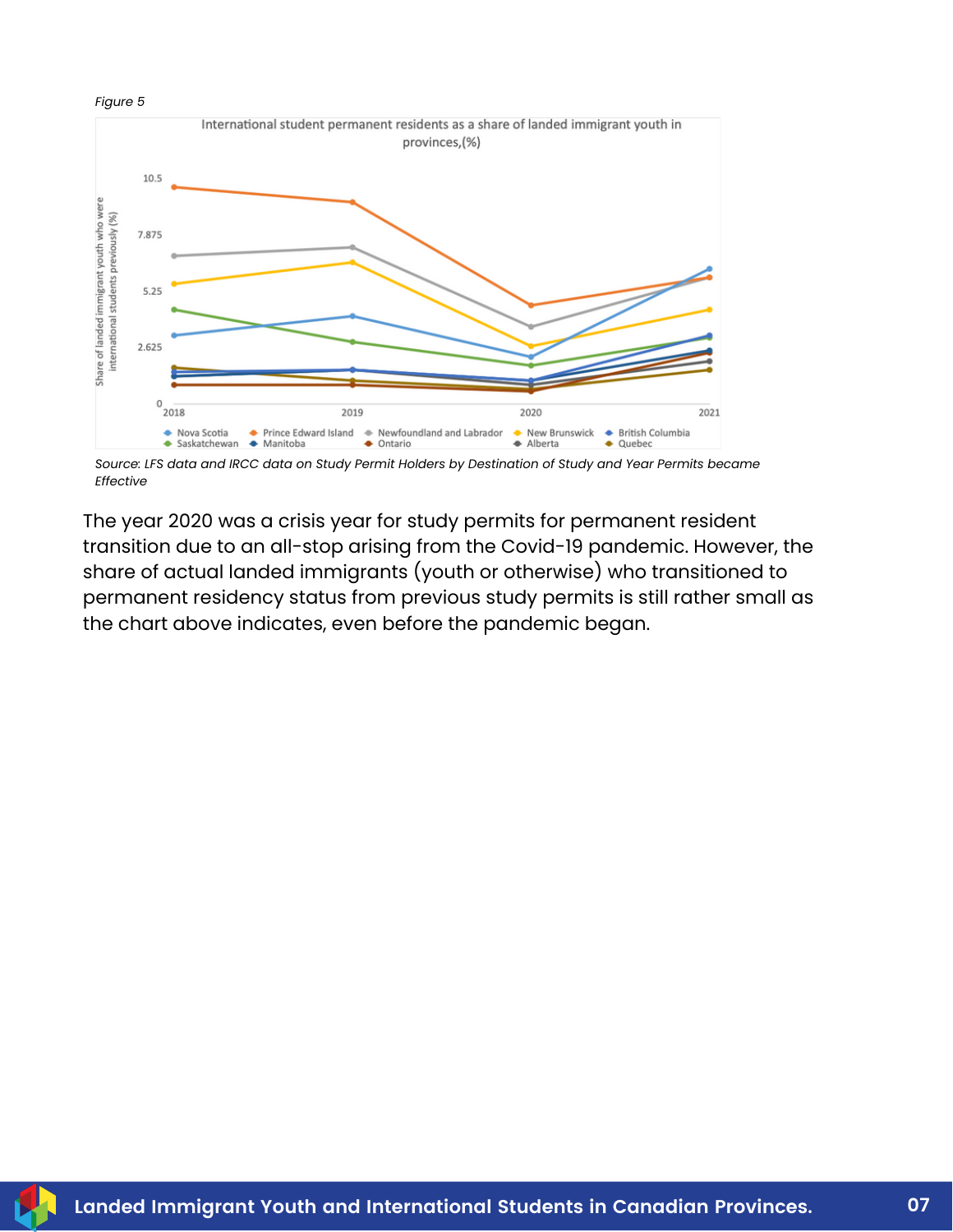*Figure 5*

International student permanent residents as a share of landed immigrant youth in provinces,(%)

*Source: LFS data and IRCC data on Study Permit Holders by Destination of Study and Year Permits became Effective*

The year 2020 was a crisis year for study permits for permanent resident transition due to an all-stop arising from the Covid-19 pandemic. However, the share of actual landed immigrants (youth or otherwise) who transitioned to permanent residency status from previous study permits is still rather small as the chart above indicates, even before the pandemic began.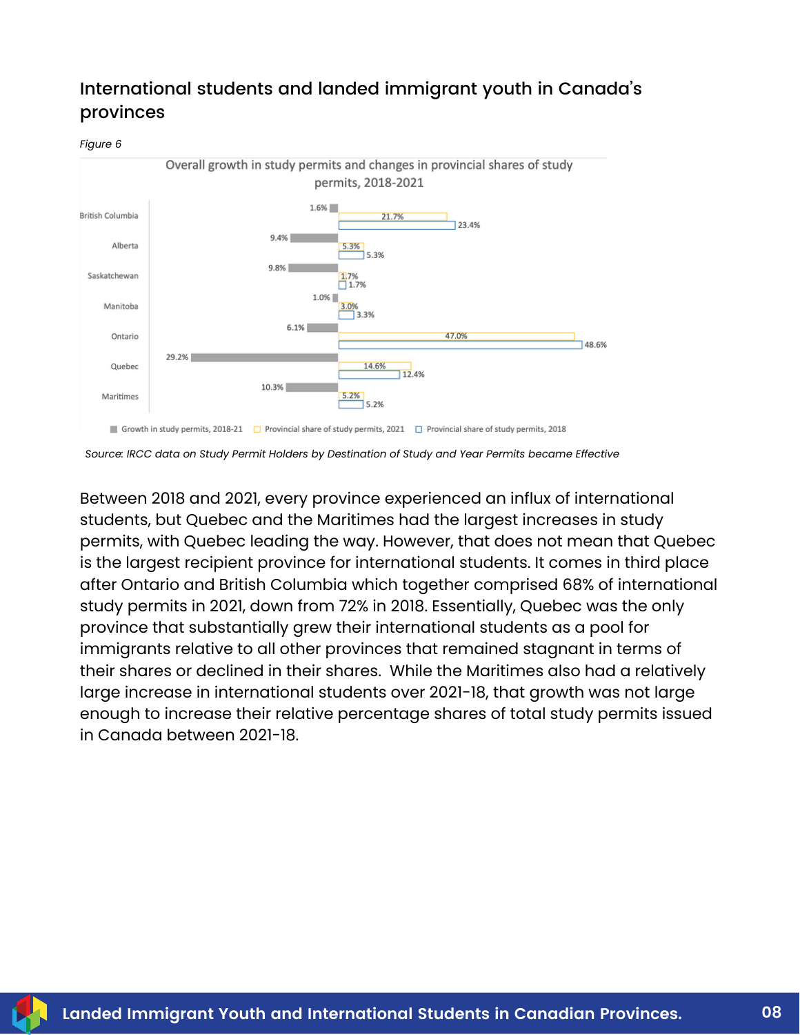## International students and landed immigrant youth in Canada's provinces

*Figure 6*

Overall growth in study permits and changes in provincial shares of study permits, 2018-2021

| Province | Growth in study permits, 2018-21 | Provincial share of study permits, 2021 | Provincial share of study permits, 2018 |
|---|---|---|---|
| British Columbia | 1.6% | 21.7% | 23.4% |
| Alberta | 9.4% | 5.3% | 5.3% |
| Saskatchewan | 9.8% | 1.7% | 1.7% |
| Manitoba | 1.0% | 3.0% | 3.3% |
| Ontario | 6.1% | 47.0% | 48.6% |
| Quebec | 29.2% | 14.6% | 12.4% |
| Maritimes | 10.3% | 5.2% | 5.2% |

*Source: IRCC data on Study Permit Holders by Destination of Study and Year Permits became Effective*

Between 2018 and 2021, every province experienced an influx of international students, but Quebec and the Maritimes had the largest increases in study permits, with Quebec leading the way. However, that does not mean that Quebec is the largest recipient province for international students. It comes in third place after Ontario and British Columbia which together comprised 68% of international study permits in 2021, down from 72% in 2018. Essentially, Quebec was the only province that substantially grew their international students as a pool for immigrants relative to all other provinces that remained stagnant in terms of their shares or declined in their shares. While the Maritimes also had a relatively large increase in international students over 2021-18, that growth was not large enough to increase their relative percentage shares of total study permits issued in Canada between 2021-18.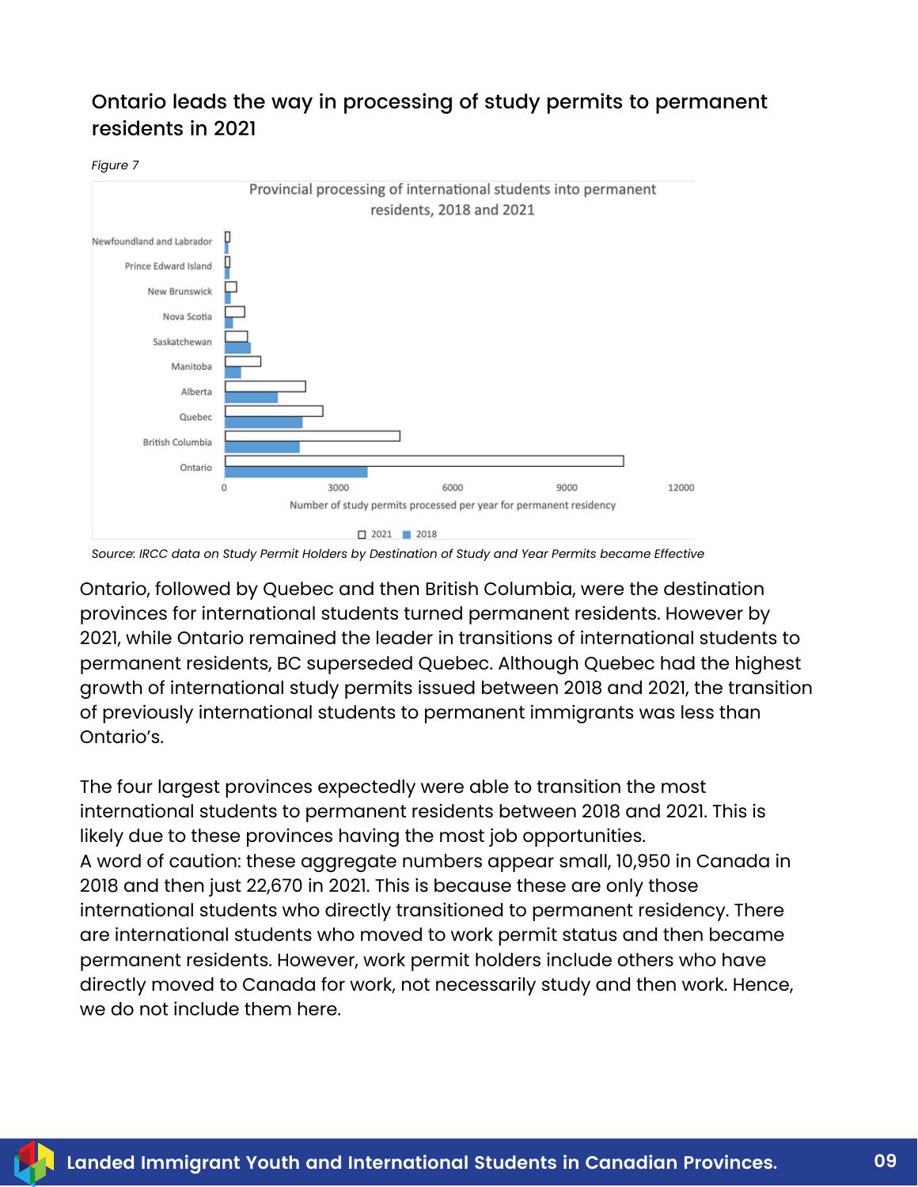## Ontario leads the way in processing of study permits to permanent residents in 2021

*Figure 7*

Source: IRCC data on Study Permit Holders by Destination of Study and Year Permits became Effective

Ontario, followed by Quebec and then British Columbia, were the destination provinces for international students turned permanent residents. However by 2021, while Ontario remained the leader in transitions of international students to permanent residents, BC superseded Quebec. Although Quebec had the highest growth of international study permits issued between 2018 and 2021, the transition of previously international students to permanent immigrants was less than Ontario's.

The four largest provinces expectedly were able to transition the most international students to permanent residents between 2018 and 2021. This is likely due to these provinces having the most job opportunities.
A word of caution: these aggregate numbers appear small, 10,950 in Canada in 2018 and then just 22,670 in 2021. This is because these are only those international students who directly transitioned to permanent residency. There are international students who moved to work permit status and then became permanent residents. However, work permit holders include others who have directly moved to Canada for work, not necessarily study and then work. Hence, we do not include them here.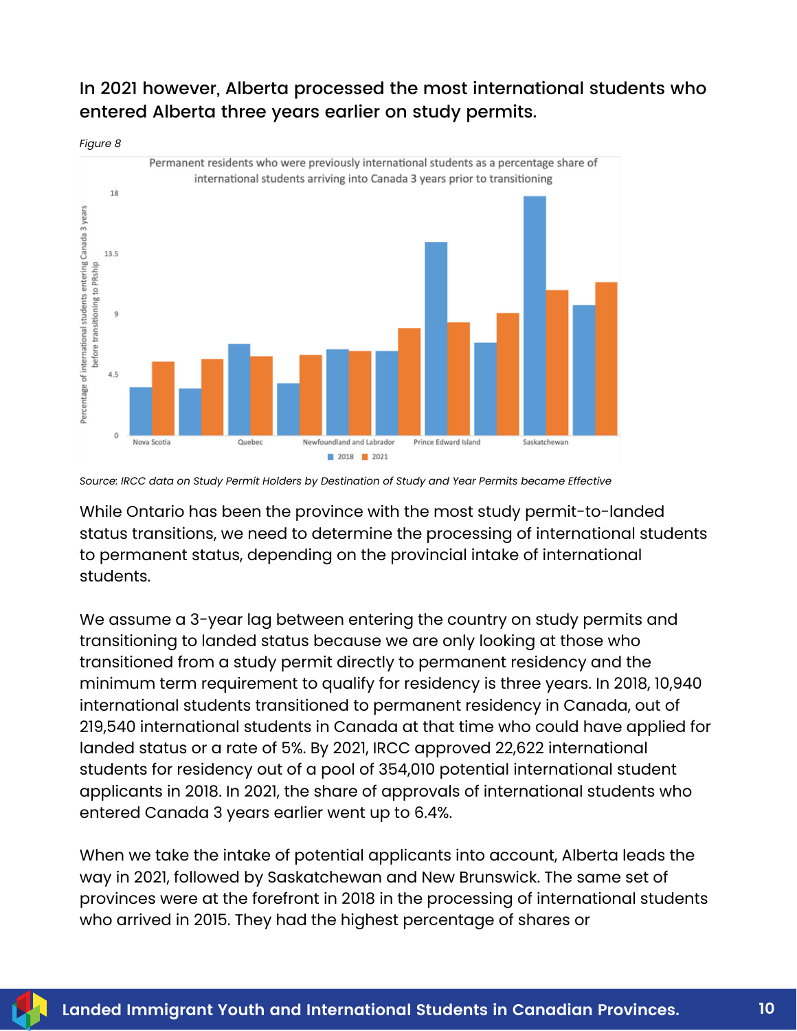### In 2021 however, Alberta processed the most international students who entered Alberta three years earlier on study permits.

*Figure 8*

*Source: IRCC data on Study Permit Holders by Destination of Study and Year Permits became Effective*

While Ontario has been the province with the most study permit-to-landed status transitions, we need to determine the processing of international students to permanent status, depending on the provincial intake of international students.

We assume a 3-year lag between entering the country on study permits and transitioning to landed status because we are only looking at those who transitioned from a study permit directly to permanent residency and the minimum term requirement to qualify for residency is three years. In 2018, 10,940 international students transitioned to permanent residency in Canada, out of 219,540 international students in Canada at that time who could have applied for landed status or a rate of 5%. By 2021, IRCC approved 22,622 international students for residency out of a pool of 354,010 potential international student applicants in 2018. In 2021, the share of approvals of international students who entered Canada 3 years earlier went up to 6.4%.

When we take the intake of potential applicants into account, Alberta leads the way in 2021, followed by Saskatchewan and New Brunswick. The same set of provinces were at the forefront in 2018 in the processing of international students who arrived in 2015. They had the highest percentage of shares or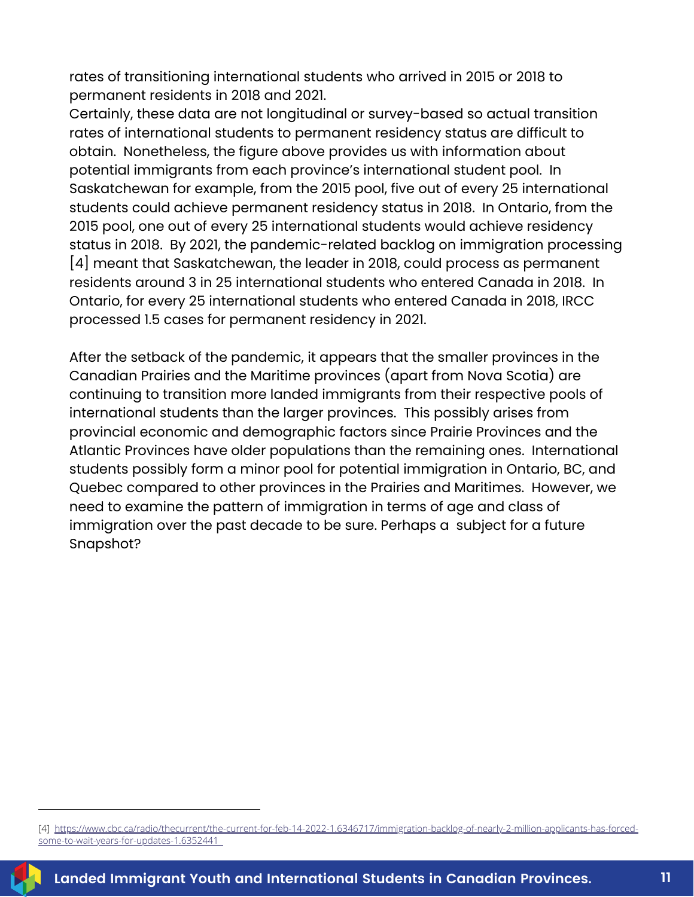rates of transitioning international students who arrived in 2015 or 2018 to permanent residents in 2018 and 2021.

Certainly, these data are not longitudinal or survey-based so actual transition rates of international students to permanent residency status are difficult to obtain. Nonetheless, the figure above provides us with information about potential immigrants from each province's international student pool. In Saskatchewan for example, from the 2015 pool, five out of every 25 international students could achieve permanent residency status in 2018. In Ontario, from the 2015 pool, one out of every 25 international students would achieve residency status in 2018. By 2021, the pandemic-related backlog on immigration processing [4] meant that Saskatchewan, the leader in 2018, could process as permanent residents around 3 in 25 international students who entered Canada in 2018. In Ontario, for every 25 international students who entered Canada in 2018, IRCC processed 1.5 cases for permanent residency in 2021.

After the setback of the pandemic, it appears that the smaller provinces in the Canadian Prairies and the Maritime provinces (apart from Nova Scotia) are continuing to transition more landed immigrants from their respective pools of international students than the larger provinces. This possibly arises from provincial economic and demographic factors since Prairie Provinces and the Atlantic Provinces have older populations than the remaining ones. International students possibly form a minor pool for potential immigration in Ontario, BC, and Quebec compared to other provinces in the Prairies and Maritimes. However, we need to examine the pattern of immigration in terms of age and class of immigration over the past decade to be sure. Perhaps a subject for a future Snapshot?

---

[4] https://www.cbc.ca/radio/thecurrent/the-current-for-feb-14-2022-1.6346717/immigration-backlog-of-nearly-2-million-applicants-has-forced-some-to-wait-years-for-updates-1.6352441